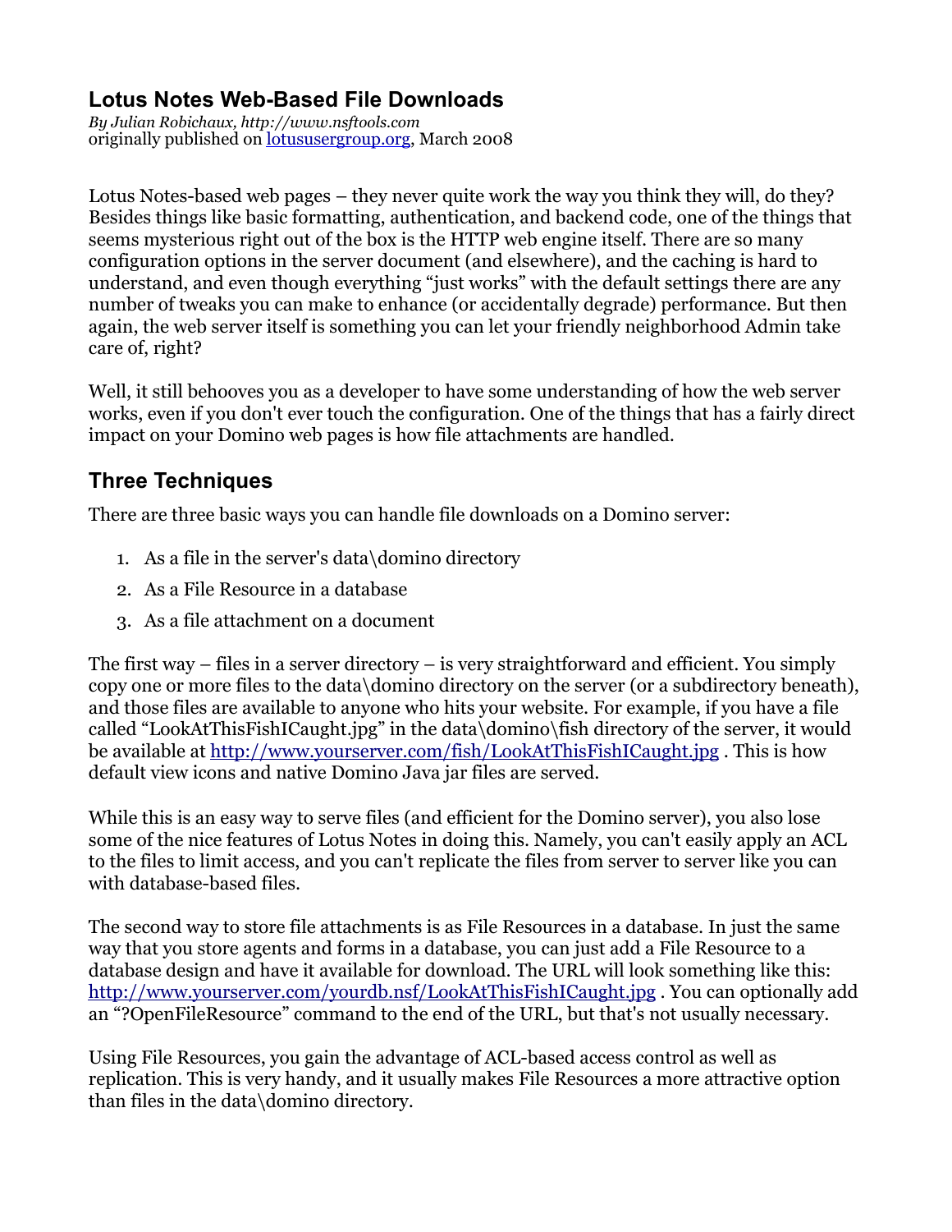# Lotus Notes Web-Based File Downloads

*By Julian Robichaux, http://www.nsftools.com*
originally published on [lotususergroup.org](http://lotususergroup.org), March 2008

Lotus Notes-based web pages – they never quite work the way you think they will, do they? Besides things like basic formatting, authentication, and backend code, one of the things that seems mysterious right out of the box is the HTTP web engine itself. There are so many configuration options in the server document (and elsewhere), and the caching is hard to understand, and even though everything "just works" with the default settings there are any number of tweaks you can make to enhance (or accidentally degrade) performance. But then again, the web server itself is something you can let your friendly neighborhood Admin take care of, right?

Well, it still behooves you as a developer to have some understanding of how the web server works, even if you don't ever touch the configuration. One of the things that has a fairly direct impact on your Domino web pages is how file attachments are handled.

## Three Techniques

There are three basic ways you can handle file downloads on a Domino server:

1. As a file in the server's data\domino directory
2. As a File Resource in a database
3. As a file attachment on a document

The first way – files in a server directory – is very straightforward and efficient. You simply copy one or more files to the data\domino directory on the server (or a subdirectory beneath), and those files are available to anyone who hits your website. For example, if you have a file called "LookAtThisFishICaught.jpg" in the data\domino\fish directory of the server, it would be available at http://www.yourserver.com/fish/LookAtThisFishICaught.jpg . This is how default view icons and native Domino Java jar files are served.

While this is an easy way to serve files (and efficient for the Domino server), you also lose some of the nice features of Lotus Notes in doing this. Namely, you can't easily apply an ACL to the files to limit access, and you can't replicate the files from server to server like you can with database-based files.

The second way to store file attachments is as File Resources in a database. In just the same way that you store agents and forms in a database, you can just add a File Resource to a database design and have it available for download. The URL will look something like this: http://www.yourserver.com/yourdb.nsf/LookAtThisFishICaught.jpg . You can optionally add an "?OpenFileResource" command to the end of the URL, but that's not usually necessary.

Using File Resources, you gain the advantage of ACL-based access control as well as replication. This is very handy, and it usually makes File Resources a more attractive option than files in the data\domino directory.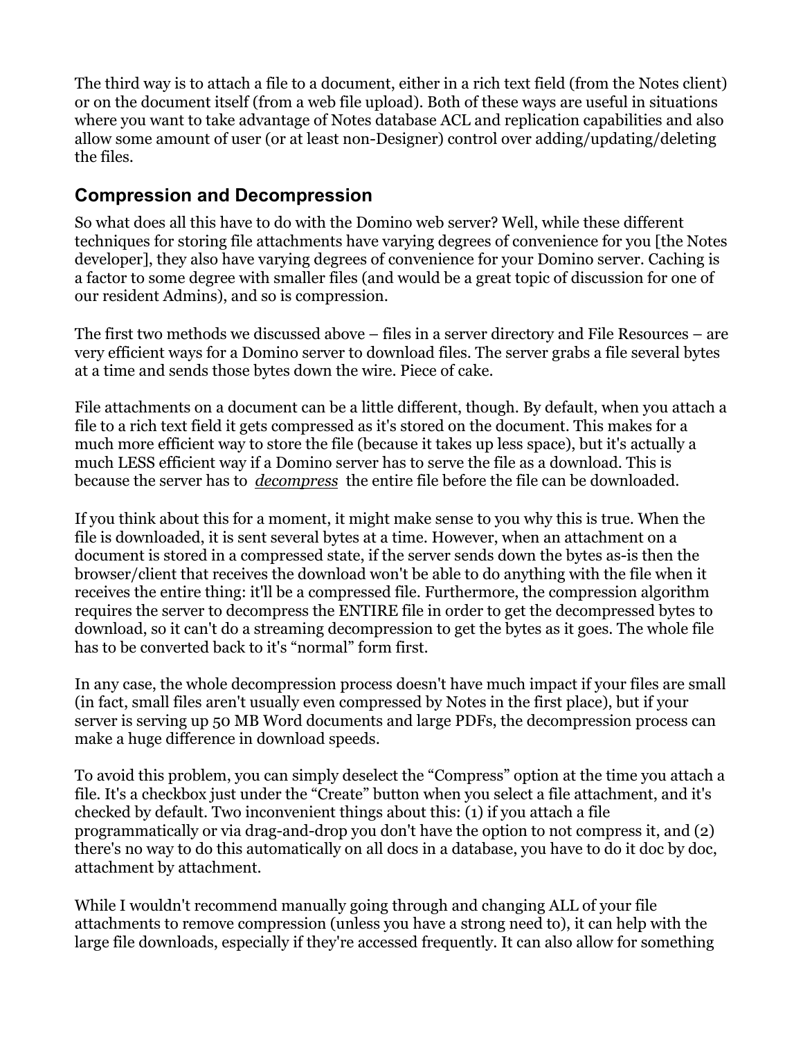The third way is to attach a file to a document, either in a rich text field (from the Notes client) or on the document itself (from a web file upload). Both of these ways are useful in situations where you want to take advantage of Notes database ACL and replication capabilities and also allow some amount of user (or at least non-Designer) control over adding/updating/deleting the files.

## Compression and Decompression

So what does all this have to do with the Domino web server? Well, while these different techniques for storing file attachments have varying degrees of convenience for you [the Notes developer], they also have varying degrees of convenience for your Domino server. Caching is a factor to some degree with smaller files (and would be a great topic of discussion for one of our resident Admins), and so is compression.

The first two methods we discussed above – files in a server directory and File Resources – are very efficient ways for a Domino server to download files. The server grabs a file several bytes at a time and sends those bytes down the wire. Piece of cake.

File attachments on a document can be a little different, though. By default, when you attach a file to a rich text field it gets compressed as it's stored on the document. This makes for a much more efficient way to store the file (because it takes up less space), but it's actually a much LESS efficient way if a Domino server has to serve the file as a download. This is because the server has to ***decompress*** the entire file before the file can be downloaded.

If you think about this for a moment, it might make sense to you why this is true. When the file is downloaded, it is sent several bytes at a time. However, when an attachment on a document is stored in a compressed state, if the server sends down the bytes as-is then the browser/client that receives the download won't be able to do anything with the file when it receives the entire thing: it'll be a compressed file. Furthermore, the compression algorithm requires the server to decompress the ENTIRE file in order to get the decompressed bytes to download, so it can't do a streaming decompression to get the bytes as it goes. The whole file has to be converted back to it's “normal” form first.

In any case, the whole decompression process doesn't have much impact if your files are small (in fact, small files aren't usually even compressed by Notes in the first place), but if your server is serving up 50 MB Word documents and large PDFs, the decompression process can make a huge difference in download speeds.

To avoid this problem, you can simply deselect the “Compress” option at the time you attach a file. It's a checkbox just under the “Create” button when you select a file attachment, and it's checked by default. Two inconvenient things about this: (1) if you attach a file programmatically or via drag-and-drop you don't have the option to not compress it, and (2) there's no way to do this automatically on all docs in a database, you have to do it doc by doc, attachment by attachment.

While I wouldn't recommend manually going through and changing ALL of your file attachments to remove compression (unless you have a strong need to), it can help with the large file downloads, especially if they're accessed frequently. It can also allow for something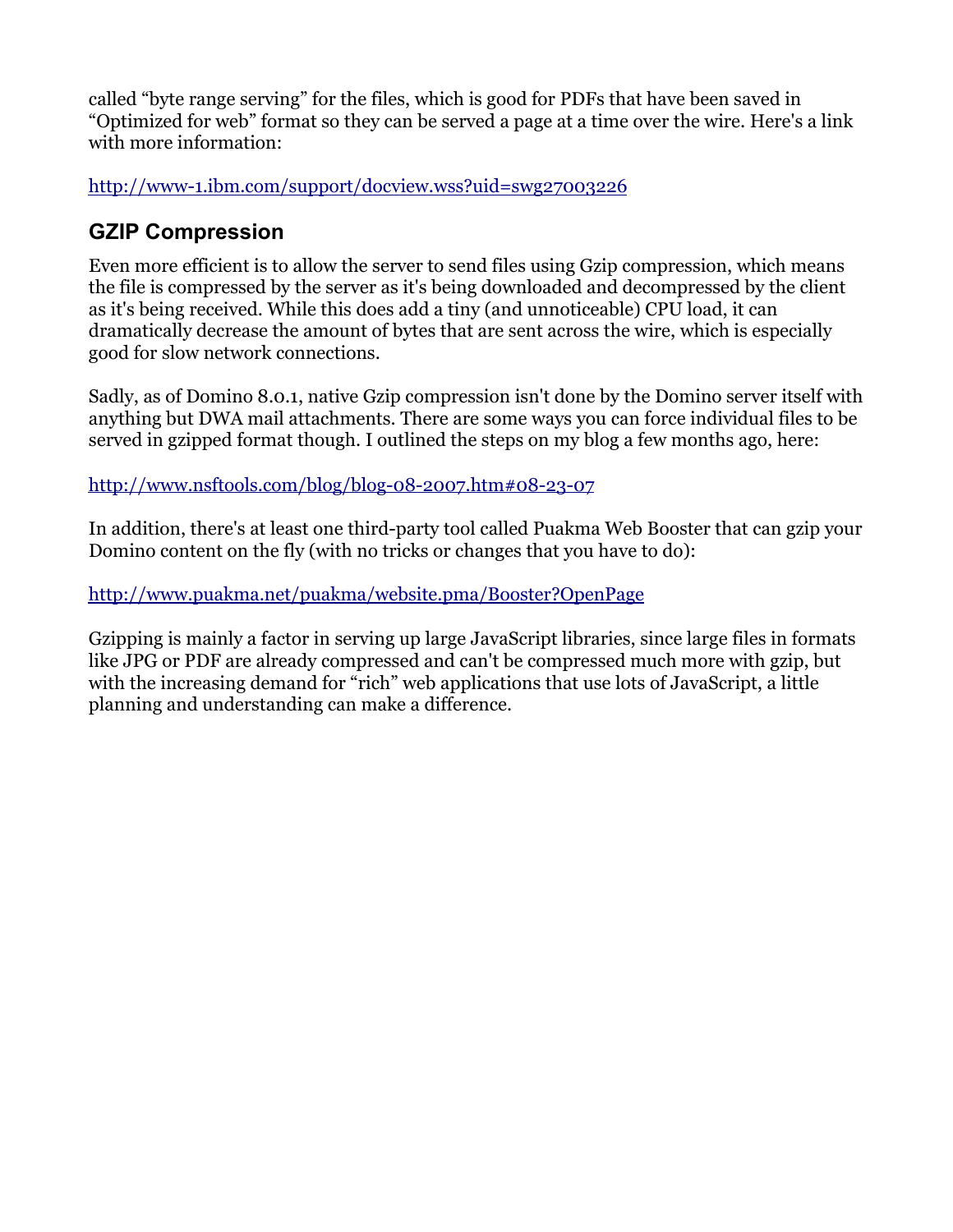called “byte range serving” for the files, which is good for PDFs that have been saved in “Optimized for web” format so they can be served a page at a time over the wire. Here's a link with more information:

http://www-1.ibm.com/support/docview.wss?uid=swg27003226

## GZIP Compression

Even more efficient is to allow the server to send files using Gzip compression, which means the file is compressed by the server as it's being downloaded and decompressed by the client as it's being received. While this does add a tiny (and unnoticeable) CPU load, it can dramatically decrease the amount of bytes that are sent across the wire, which is especially good for slow network connections.

Sadly, as of Domino 8.0.1, native Gzip compression isn't done by the Domino server itself with anything but DWA mail attachments. There are some ways you can force individual files to be served in gzipped format though. I outlined the steps on my blog a few months ago, here:

http://www.nsftools.com/blog/blog-08-2007.htm#08-23-07

In addition, there's at least one third-party tool called Puakma Web Booster that can gzip your Domino content on the fly (with no tricks or changes that you have to do):

http://www.puakma.net/puakma/website.pma/Booster?OpenPage

Gzipping is mainly a factor in serving up large JavaScript libraries, since large files in formats like JPG or PDF are already compressed and can't be compressed much more with gzip, but with the increasing demand for “rich” web applications that use lots of JavaScript, a little planning and understanding can make a difference.